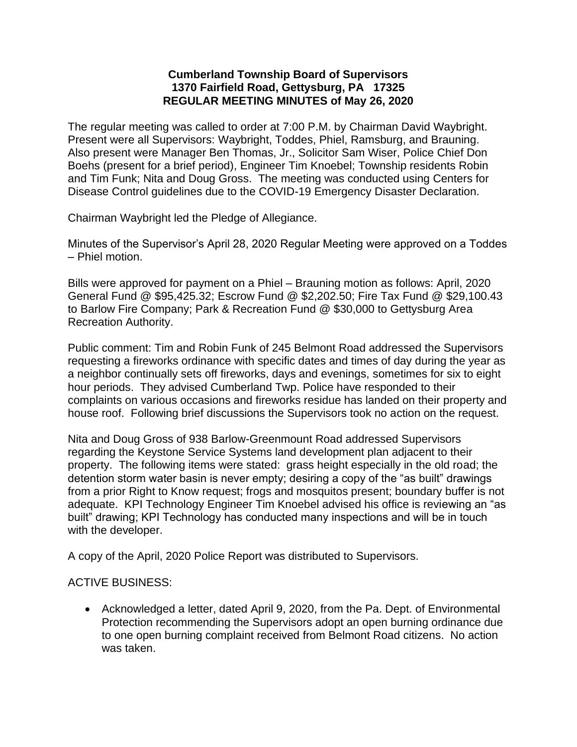**Cumberland Township Board of Supervisors**
**1370 Fairfield Road, Gettysburg, PA 17325**
**REGULAR MEETING MINUTES of May 26, 2020**

The regular meeting was called to order at 7:00 P.M. by Chairman David Waybright. Present were all Supervisors: Waybright, Toddes, Phiel, Ramsburg, and Brauning. Also present were Manager Ben Thomas, Jr., Solicitor Sam Wiser, Police Chief Don Boehs (present for a brief period), Engineer Tim Knoebel; Township residents Robin and Tim Funk; Nita and Doug Gross. The meeting was conducted using Centers for Disease Control guidelines due to the COVID-19 Emergency Disaster Declaration.

Chairman Waybright led the Pledge of Allegiance.

Minutes of the Supervisor's April 28, 2020 Regular Meeting were approved on a Toddes – Phiel motion.

Bills were approved for payment on a Phiel – Brauning motion as follows: April, 2020 General Fund @ $95,425.32; Escrow Fund @ $2,202.50; Fire Tax Fund @ $29,100.43 to Barlow Fire Company; Park & Recreation Fund @ $30,000 to Gettysburg Area Recreation Authority.

Public comment: Tim and Robin Funk of 245 Belmont Road addressed the Supervisors requesting a fireworks ordinance with specific dates and times of day during the year as a neighbor continually sets off fireworks, days and evenings, sometimes for six to eight hour periods. They advised Cumberland Twp. Police have responded to their complaints on various occasions and fireworks residue has landed on their property and house roof. Following brief discussions the Supervisors took no action on the request.

Nita and Doug Gross of 938 Barlow-Greenmount Road addressed Supervisors regarding the Keystone Service Systems land development plan adjacent to their property. The following items were stated: grass height especially in the old road; the detention storm water basin is never empty; desiring a copy of the "as built" drawings from a prior Right to Know request; frogs and mosquitos present; boundary buffer is not adequate. KPI Technology Engineer Tim Knoebel advised his office is reviewing an "as built" drawing; KPI Technology has conducted many inspections and will be in touch with the developer.

A copy of the April, 2020 Police Report was distributed to Supervisors.

ACTIVE BUSINESS:

- Acknowledged a letter, dated April 9, 2020, from the Pa. Dept. of Environmental Protection recommending the Supervisors adopt an open burning ordinance due to one open burning complaint received from Belmont Road citizens. No action was taken.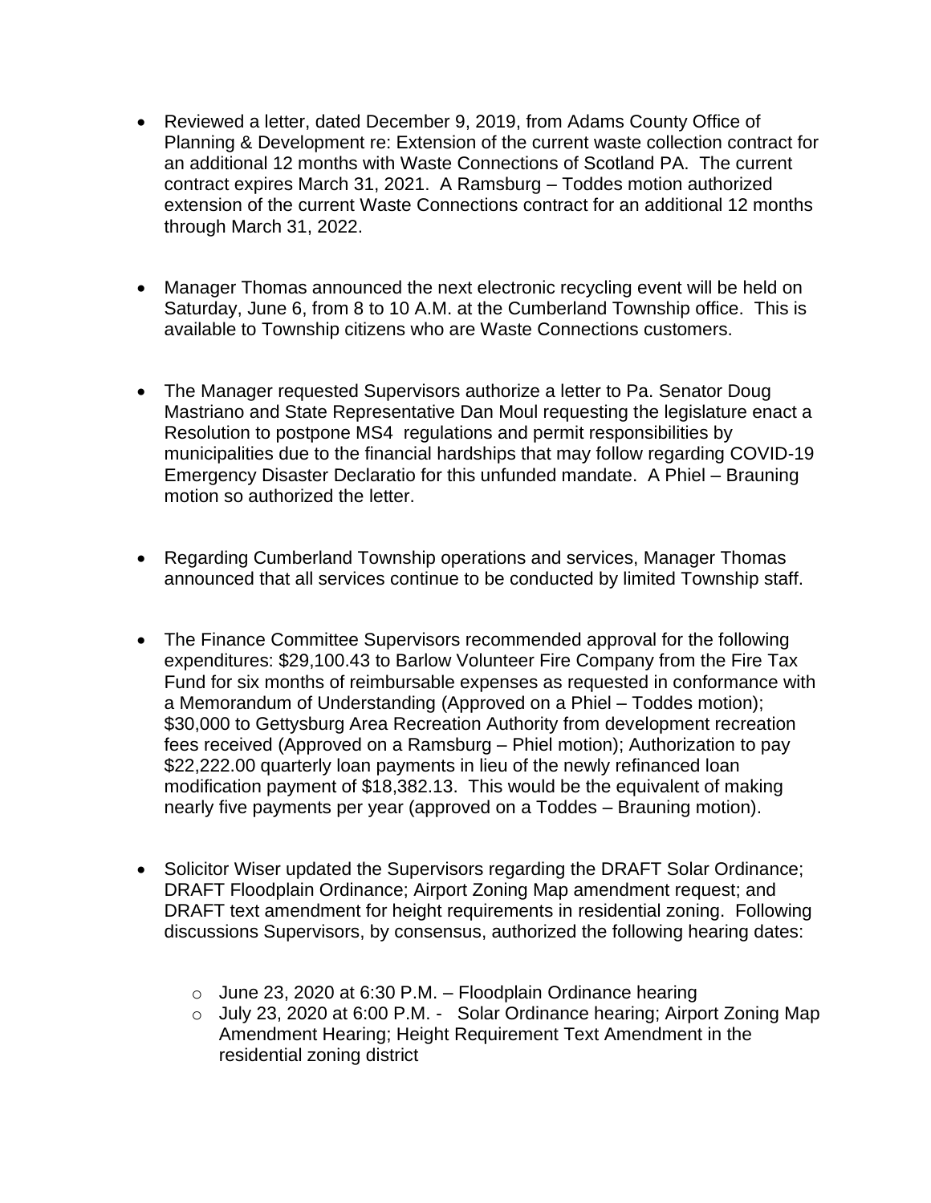- Reviewed a letter, dated December 9, 2019, from Adams County Office of Planning & Development re: Extension of the current waste collection contract for an additional 12 months with Waste Connections of Scotland PA. The current contract expires March 31, 2021. A Ramsburg – Toddes motion authorized extension of the current Waste Connections contract for an additional 12 months through March 31, 2022.

- Manager Thomas announced the next electronic recycling event will be held on Saturday, June 6, from 8 to 10 A.M. at the Cumberland Township office. This is available to Township citizens who are Waste Connections customers.

- The Manager requested Supervisors authorize a letter to Pa. Senator Doug Mastriano and State Representative Dan Moul requesting the legislature enact a Resolution to postpone MS4 regulations and permit responsibilities by municipalities due to the financial hardships that may follow regarding COVID-19 Emergency Disaster Declaratio for this unfunded mandate. A Phiel – Brauning motion so authorized the letter.

- Regarding Cumberland Township operations and services, Manager Thomas announced that all services continue to be conducted by limited Township staff.

- The Finance Committee Supervisors recommended approval for the following expenditures: $29,100.43 to Barlow Volunteer Fire Company from the Fire Tax Fund for six months of reimbursable expenses as requested in conformance with a Memorandum of Understanding (Approved on a Phiel – Toddes motion); $30,000 to Gettysburg Area Recreation Authority from development recreation fees received (Approved on a Ramsburg – Phiel motion); Authorization to pay $22,222.00 quarterly loan payments in lieu of the newly refinanced loan modification payment of $18,382.13. This would be the equivalent of making nearly five payments per year (approved on a Toddes – Brauning motion).

- Solicitor Wiser updated the Supervisors regarding the DRAFT Solar Ordinance; DRAFT Floodplain Ordinance; Airport Zoning Map amendment request; and DRAFT text amendment for height requirements in residential zoning. Following discussions Supervisors, by consensus, authorized the following hearing dates:

  - June 23, 2020 at 6:30 P.M. – Floodplain Ordinance hearing
  - July 23, 2020 at 6:00 P.M. - Solar Ordinance hearing; Airport Zoning Map Amendment Hearing; Height Requirement Text Amendment in the residential zoning district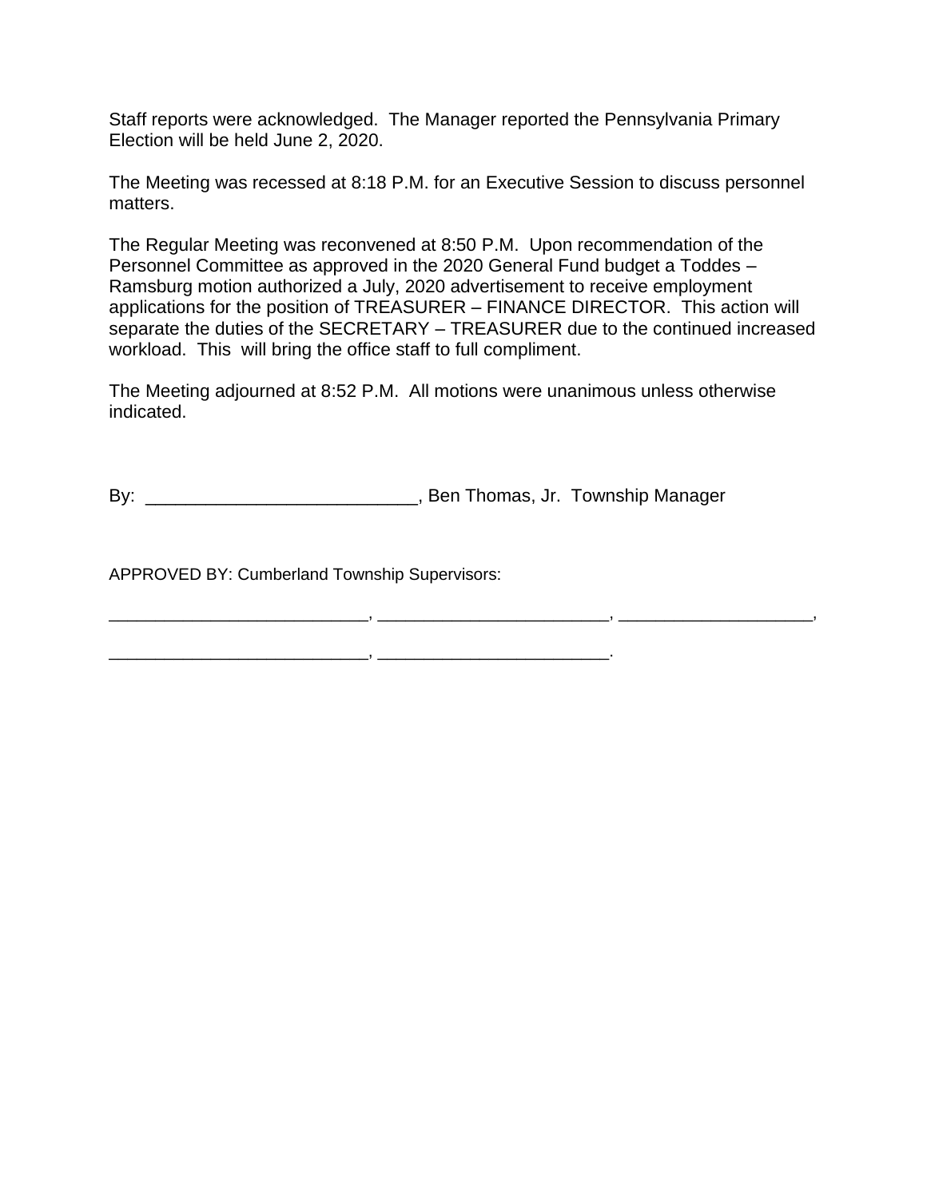Staff reports were acknowledged.  The Manager reported the Pennsylvania Primary Election will be held June 2, 2020.

The Meeting was recessed at 8:18 P.M. for an Executive Session to discuss personnel matters.

The Regular Meeting was reconvened at 8:50 P.M.  Upon recommendation of the Personnel Committee as approved in the 2020 General Fund budget a Toddes – Ramsburg motion authorized a July, 2020 advertisement to receive employment applications for the position of TREASURER – FINANCE DIRECTOR.  This action will separate the duties of the SECRETARY – TREASURER due to the continued increased workload.  This  will bring the office staff to full compliment.

The Meeting adjourned at 8:52 P.M.  All motions were unanimous unless otherwise indicated.

By:  ___________________________, Ben Thomas, Jr.  Township Manager

APPROVED BY: Cumberland Township Supervisors:

___________________________, ________________________, ____________________,

___________________________, ________________________.